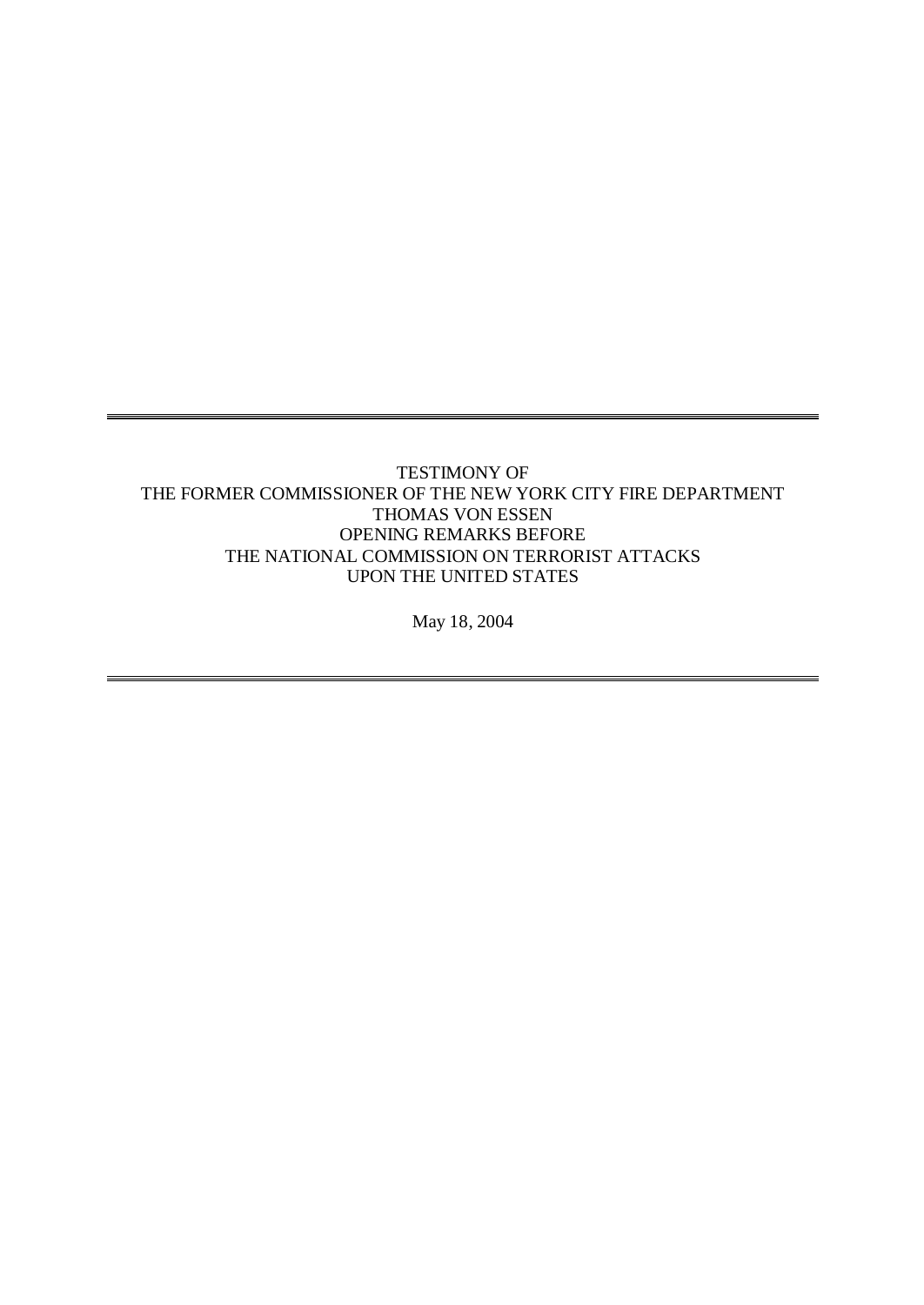---

TESTIMONY OF
THE FORMER COMMISSIONER OF THE NEW YORK CITY FIRE DEPARTMENT
THOMAS VON ESSEN
OPENING REMARKS BEFORE
THE NATIONAL COMMISSION ON TERRORIST ATTACKS
UPON THE UNITED STATES

May 18, 2004

---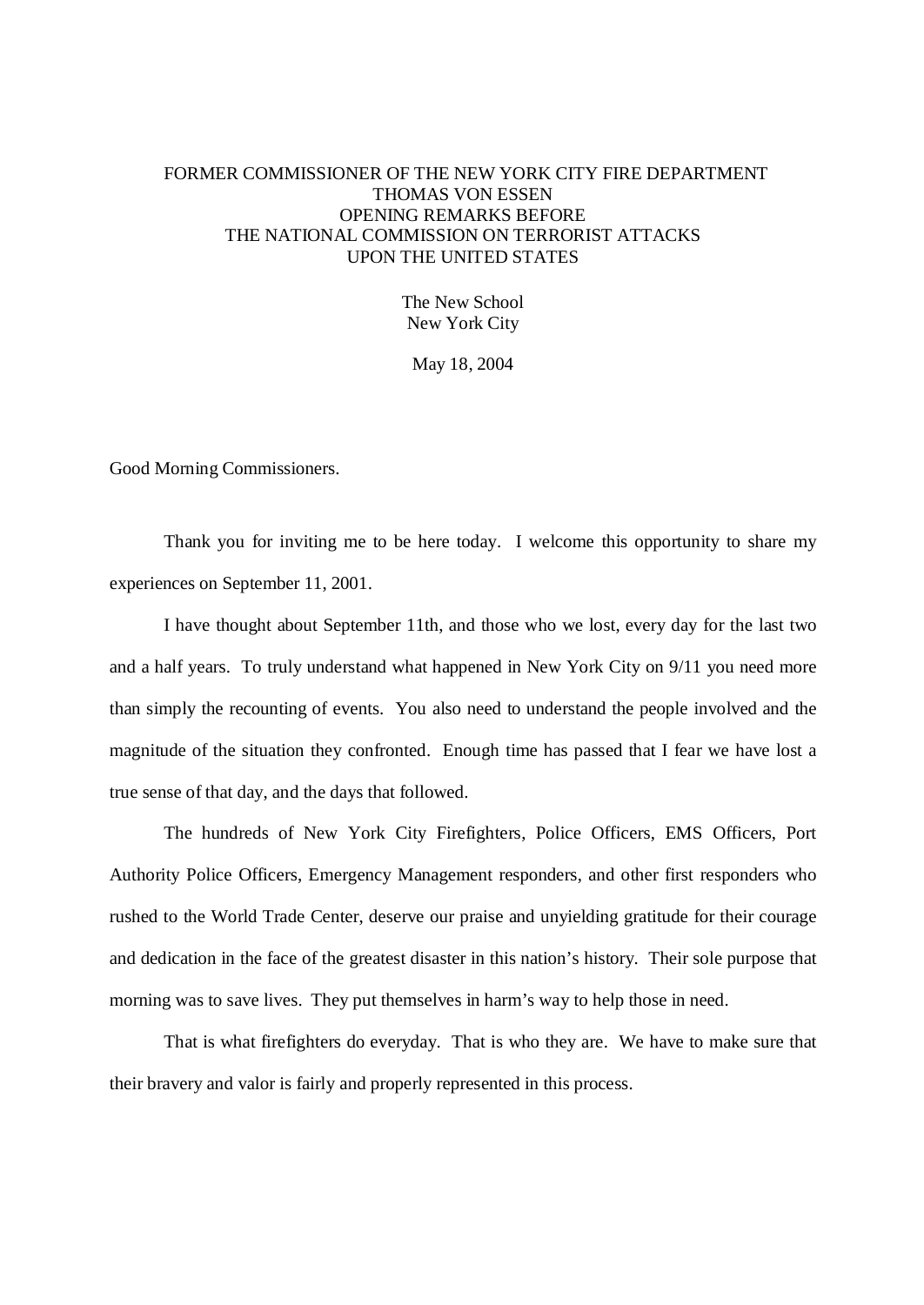FORMER COMMISSIONER OF THE NEW YORK CITY FIRE DEPARTMENT
THOMAS VON ESSEN
OPENING REMARKS BEFORE
THE NATIONAL COMMISSION ON TERRORIST ATTACKS
UPON THE UNITED STATES

The New School
New York City

May 18, 2004

Good Morning Commissioners.

Thank you for inviting me to be here today. I welcome this opportunity to share my experiences on September 11, 2001.

I have thought about September 11th, and those who we lost, every day for the last two and a half years. To truly understand what happened in New York City on 9/11 you need more than simply the recounting of events. You also need to understand the people involved and the magnitude of the situation they confronted. Enough time has passed that I fear we have lost a true sense of that day, and the days that followed.

The hundreds of New York City Firefighters, Police Officers, EMS Officers, Port Authority Police Officers, Emergency Management responders, and other first responders who rushed to the World Trade Center, deserve our praise and unyielding gratitude for their courage and dedication in the face of the greatest disaster in this nation's history. Their sole purpose that morning was to save lives. They put themselves in harm's way to help those in need.

That is what firefighters do everyday. That is who they are. We have to make sure that their bravery and valor is fairly and properly represented in this process.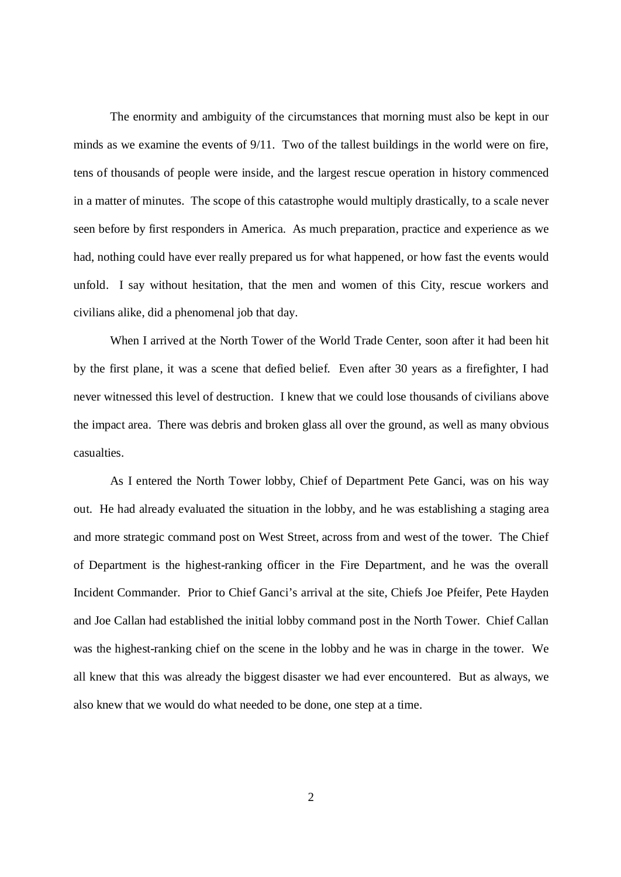The enormity and ambiguity of the circumstances that morning must also be kept in our minds as we examine the events of 9/11. Two of the tallest buildings in the world were on fire, tens of thousands of people were inside, and the largest rescue operation in history commenced in a matter of minutes. The scope of this catastrophe would multiply drastically, to a scale never seen before by first responders in America. As much preparation, practice and experience as we had, nothing could have ever really prepared us for what happened, or how fast the events would unfold. I say without hesitation, that the men and women of this City, rescue workers and civilians alike, did a phenomenal job that day.

When I arrived at the North Tower of the World Trade Center, soon after it had been hit by the first plane, it was a scene that defied belief. Even after 30 years as a firefighter, I had never witnessed this level of destruction. I knew that we could lose thousands of civilians above the impact area. There was debris and broken glass all over the ground, as well as many obvious casualties.

As I entered the North Tower lobby, Chief of Department Pete Ganci, was on his way out. He had already evaluated the situation in the lobby, and he was establishing a staging area and more strategic command post on West Street, across from and west of the tower. The Chief of Department is the highest-ranking officer in the Fire Department, and he was the overall Incident Commander. Prior to Chief Ganci's arrival at the site, Chiefs Joe Pfeifer, Pete Hayden and Joe Callan had established the initial lobby command post in the North Tower. Chief Callan was the highest-ranking chief on the scene in the lobby and he was in charge in the tower. We all knew that this was already the biggest disaster we had ever encountered. But as always, we also knew that we would do what needed to be done, one step at a time.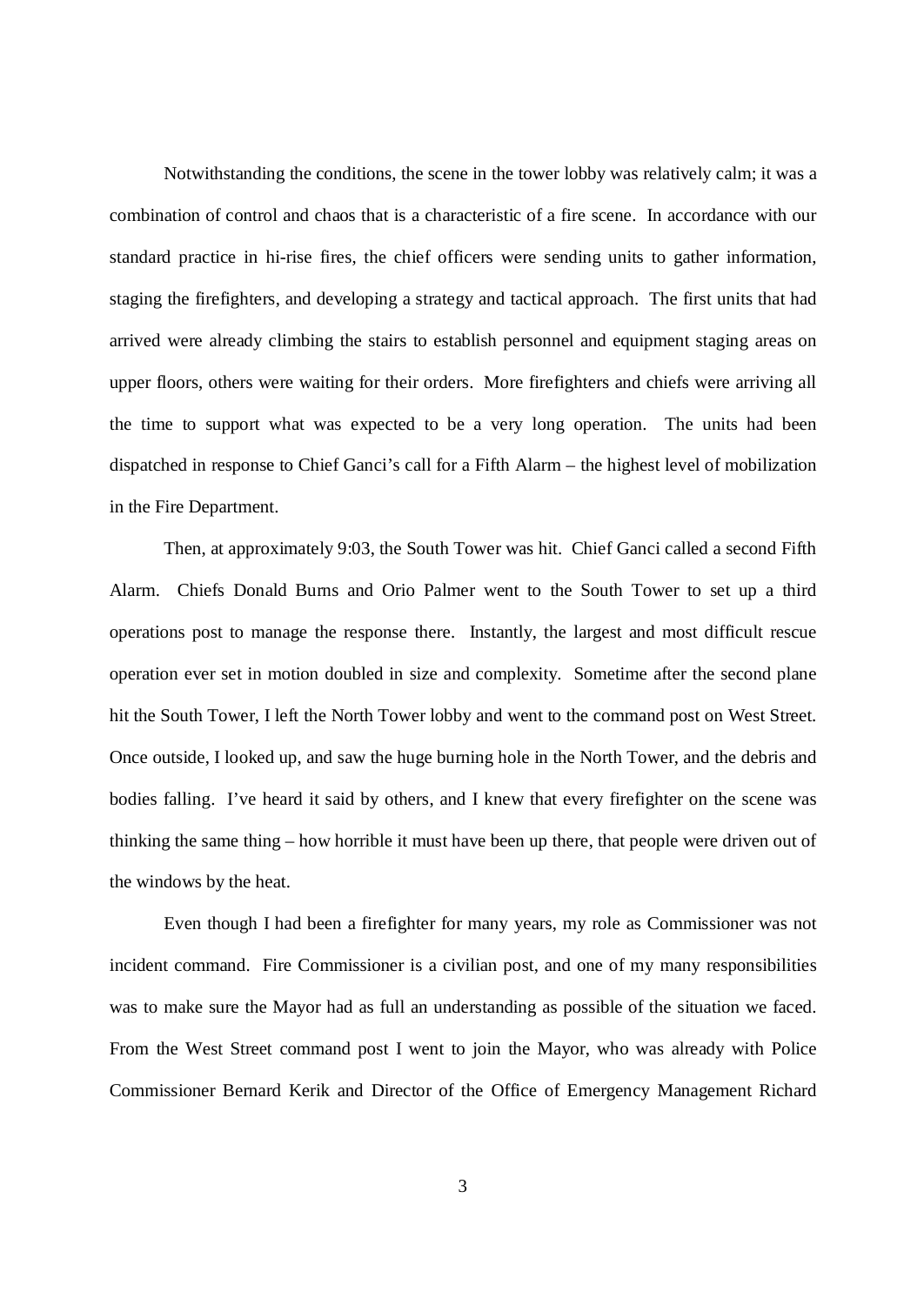Notwithstanding the conditions, the scene in the tower lobby was relatively calm; it was a combination of control and chaos that is a characteristic of a fire scene. In accordance with our standard practice in hi-rise fires, the chief officers were sending units to gather information, staging the firefighters, and developing a strategy and tactical approach. The first units that had arrived were already climbing the stairs to establish personnel and equipment staging areas on upper floors, others were waiting for their orders. More firefighters and chiefs were arriving all the time to support what was expected to be a very long operation. The units had been dispatched in response to Chief Ganci's call for a Fifth Alarm – the highest level of mobilization in the Fire Department.

Then, at approximately 9:03, the South Tower was hit. Chief Ganci called a second Fifth Alarm. Chiefs Donald Burns and Orio Palmer went to the South Tower to set up a third operations post to manage the response there. Instantly, the largest and most difficult rescue operation ever set in motion doubled in size and complexity. Sometime after the second plane hit the South Tower, I left the North Tower lobby and went to the command post on West Street. Once outside, I looked up, and saw the huge burning hole in the North Tower, and the debris and bodies falling. I've heard it said by others, and I knew that every firefighter on the scene was thinking the same thing – how horrible it must have been up there, that people were driven out of the windows by the heat.

Even though I had been a firefighter for many years, my role as Commissioner was not incident command. Fire Commissioner is a civilian post, and one of my many responsibilities was to make sure the Mayor had as full an understanding as possible of the situation we faced. From the West Street command post I went to join the Mayor, who was already with Police Commissioner Bernard Kerik and Director of the Office of Emergency Management Richard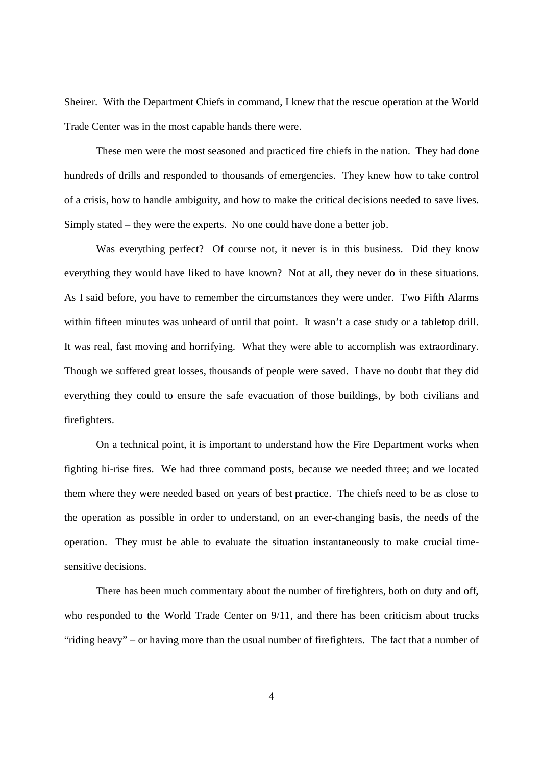Sheirer. With the Department Chiefs in command, I knew that the rescue operation at the World Trade Center was in the most capable hands there were.

These men were the most seasoned and practiced fire chiefs in the nation. They had done hundreds of drills and responded to thousands of emergencies. They knew how to take control of a crisis, how to handle ambiguity, and how to make the critical decisions needed to save lives. Simply stated – they were the experts. No one could have done a better job.

Was everything perfect? Of course not, it never is in this business. Did they know everything they would have liked to have known? Not at all, they never do in these situations. As I said before, you have to remember the circumstances they were under. Two Fifth Alarms within fifteen minutes was unheard of until that point. It wasn't a case study or a tabletop drill. It was real, fast moving and horrifying. What they were able to accomplish was extraordinary. Though we suffered great losses, thousands of people were saved. I have no doubt that they did everything they could to ensure the safe evacuation of those buildings, by both civilians and firefighters.

On a technical point, it is important to understand how the Fire Department works when fighting hi-rise fires. We had three command posts, because we needed three; and we located them where they were needed based on years of best practice. The chiefs need to be as close to the operation as possible in order to understand, on an ever-changing basis, the needs of the operation. They must be able to evaluate the situation instantaneously to make crucial time-sensitive decisions.

There has been much commentary about the number of firefighters, both on duty and off, who responded to the World Trade Center on 9/11, and there has been criticism about trucks "riding heavy" – or having more than the usual number of firefighters. The fact that a number of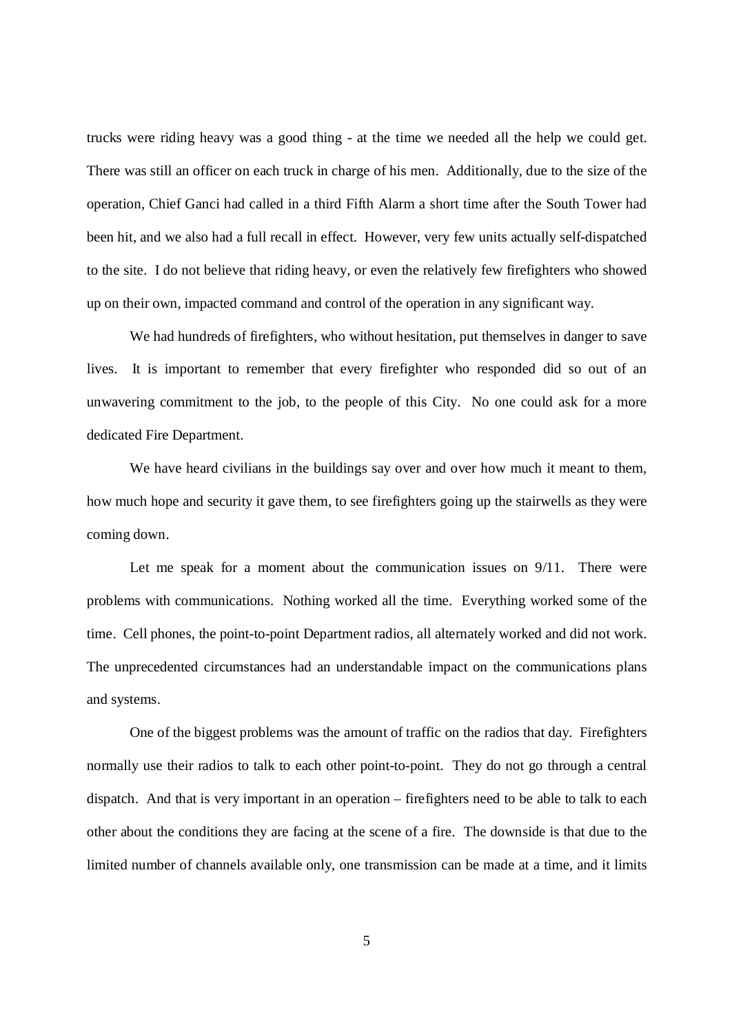trucks were riding heavy was a good thing - at the time we needed all the help we could get. There was still an officer on each truck in charge of his men. Additionally, due to the size of the operation, Chief Ganci had called in a third Fifth Alarm a short time after the South Tower had been hit, and we also had a full recall in effect. However, very few units actually self-dispatched to the site. I do not believe that riding heavy, or even the relatively few firefighters who showed up on their own, impacted command and control of the operation in any significant way.

We had hundreds of firefighters, who without hesitation, put themselves in danger to save lives. It is important to remember that every firefighter who responded did so out of an unwavering commitment to the job, to the people of this City. No one could ask for a more dedicated Fire Department.

We have heard civilians in the buildings say over and over how much it meant to them, how much hope and security it gave them, to see firefighters going up the stairwells as they were coming down.

Let me speak for a moment about the communication issues on 9/11. There were problems with communications. Nothing worked all the time. Everything worked some of the time. Cell phones, the point-to-point Department radios, all alternately worked and did not work. The unprecedented circumstances had an understandable impact on the communications plans and systems.

One of the biggest problems was the amount of traffic on the radios that day. Firefighters normally use their radios to talk to each other point-to-point. They do not go through a central dispatch. And that is very important in an operation – firefighters need to be able to talk to each other about the conditions they are facing at the scene of a fire. The downside is that due to the limited number of channels available only, one transmission can be made at a time, and it limits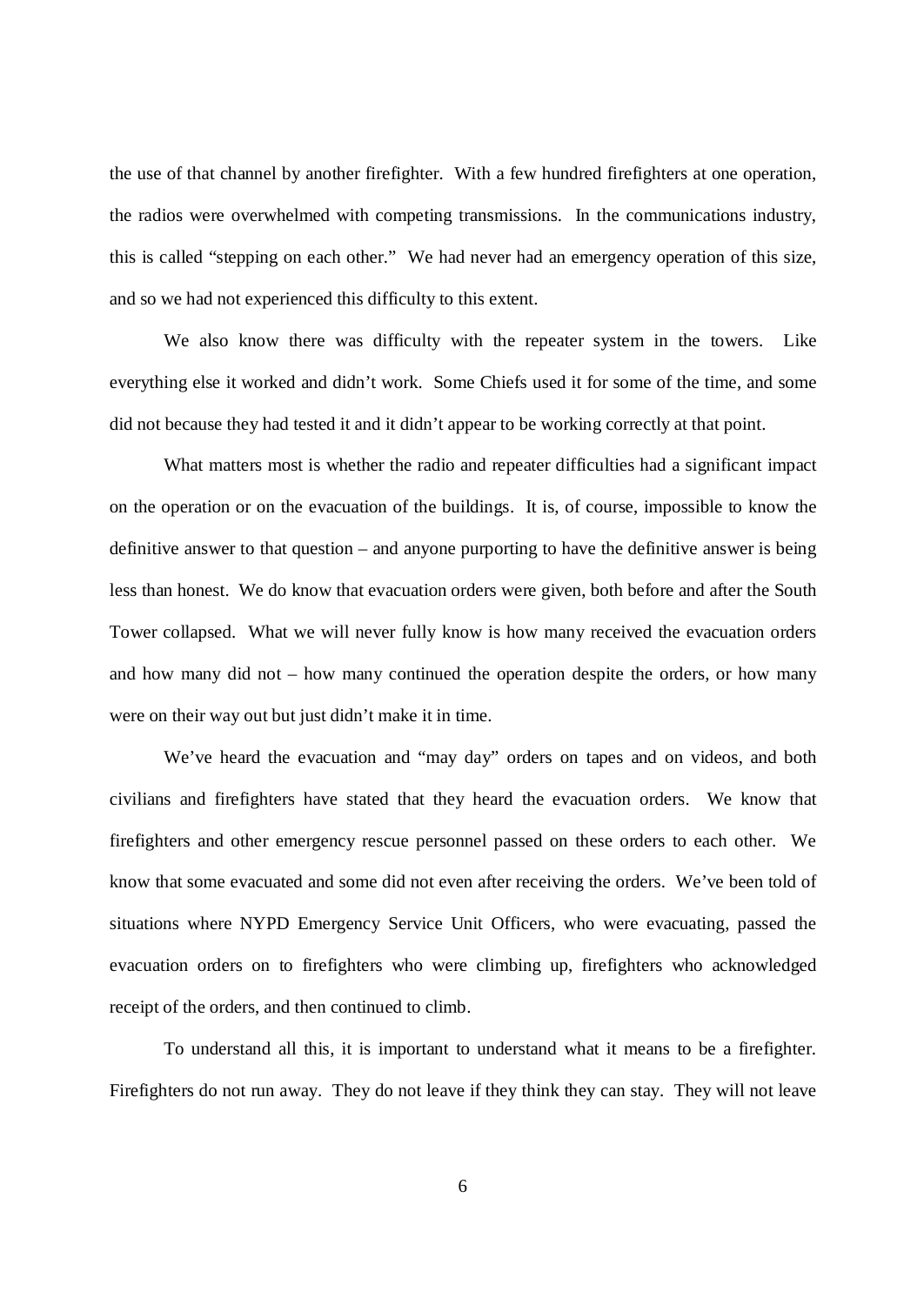the use of that channel by another firefighter. With a few hundred firefighters at one operation, the radios were overwhelmed with competing transmissions. In the communications industry, this is called "stepping on each other." We had never had an emergency operation of this size, and so we had not experienced this difficulty to this extent.

We also know there was difficulty with the repeater system in the towers. Like everything else it worked and didn't work. Some Chiefs used it for some of the time, and some did not because they had tested it and it didn't appear to be working correctly at that point.

What matters most is whether the radio and repeater difficulties had a significant impact on the operation or on the evacuation of the buildings. It is, of course, impossible to know the definitive answer to that question – and anyone purporting to have the definitive answer is being less than honest. We do know that evacuation orders were given, both before and after the South Tower collapsed. What we will never fully know is how many received the evacuation orders and how many did not – how many continued the operation despite the orders, or how many were on their way out but just didn't make it in time.

We've heard the evacuation and "may day" orders on tapes and on videos, and both civilians and firefighters have stated that they heard the evacuation orders. We know that firefighters and other emergency rescue personnel passed on these orders to each other. We know that some evacuated and some did not even after receiving the orders. We've been told of situations where NYPD Emergency Service Unit Officers, who were evacuating, passed the evacuation orders on to firefighters who were climbing up, firefighters who acknowledged receipt of the orders, and then continued to climb.

To understand all this, it is important to understand what it means to be a firefighter. Firefighters do not run away. They do not leave if they think they can stay. They will not leave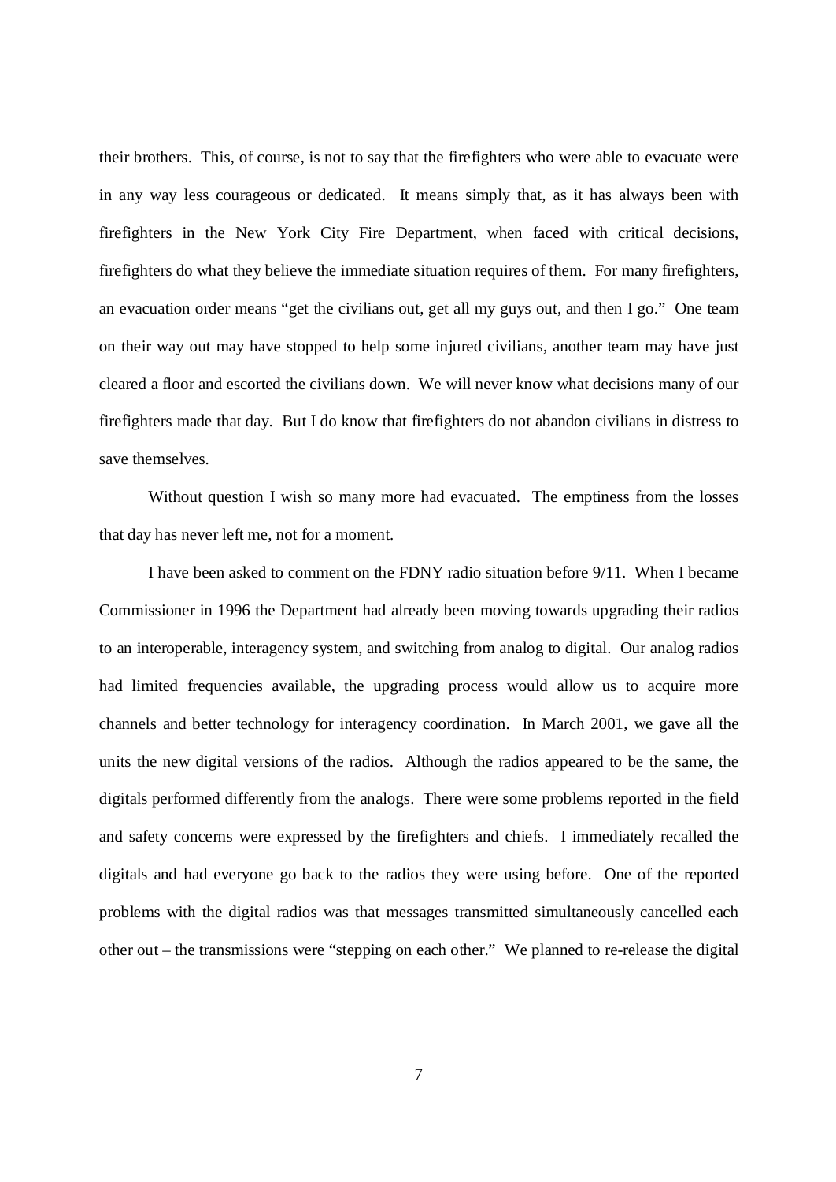their brothers. This, of course, is not to say that the firefighters who were able to evacuate were in any way less courageous or dedicated. It means simply that, as it has always been with firefighters in the New York City Fire Department, when faced with critical decisions, firefighters do what they believe the immediate situation requires of them. For many firefighters, an evacuation order means "get the civilians out, get all my guys out, and then I go." One team on their way out may have stopped to help some injured civilians, another team may have just cleared a floor and escorted the civilians down. We will never know what decisions many of our firefighters made that day. But I do know that firefighters do not abandon civilians in distress to save themselves.

Without question I wish so many more had evacuated. The emptiness from the losses that day has never left me, not for a moment.

I have been asked to comment on the FDNY radio situation before 9/11. When I became Commissioner in 1996 the Department had already been moving towards upgrading their radios to an interoperable, interagency system, and switching from analog to digital. Our analog radios had limited frequencies available, the upgrading process would allow us to acquire more channels and better technology for interagency coordination. In March 2001, we gave all the units the new digital versions of the radios. Although the radios appeared to be the same, the digitals performed differently from the analogs. There were some problems reported in the field and safety concerns were expressed by the firefighters and chiefs. I immediately recalled the digitals and had everyone go back to the radios they were using before. One of the reported problems with the digital radios was that messages transmitted simultaneously cancelled each other out – the transmissions were "stepping on each other." We planned to re-release the digital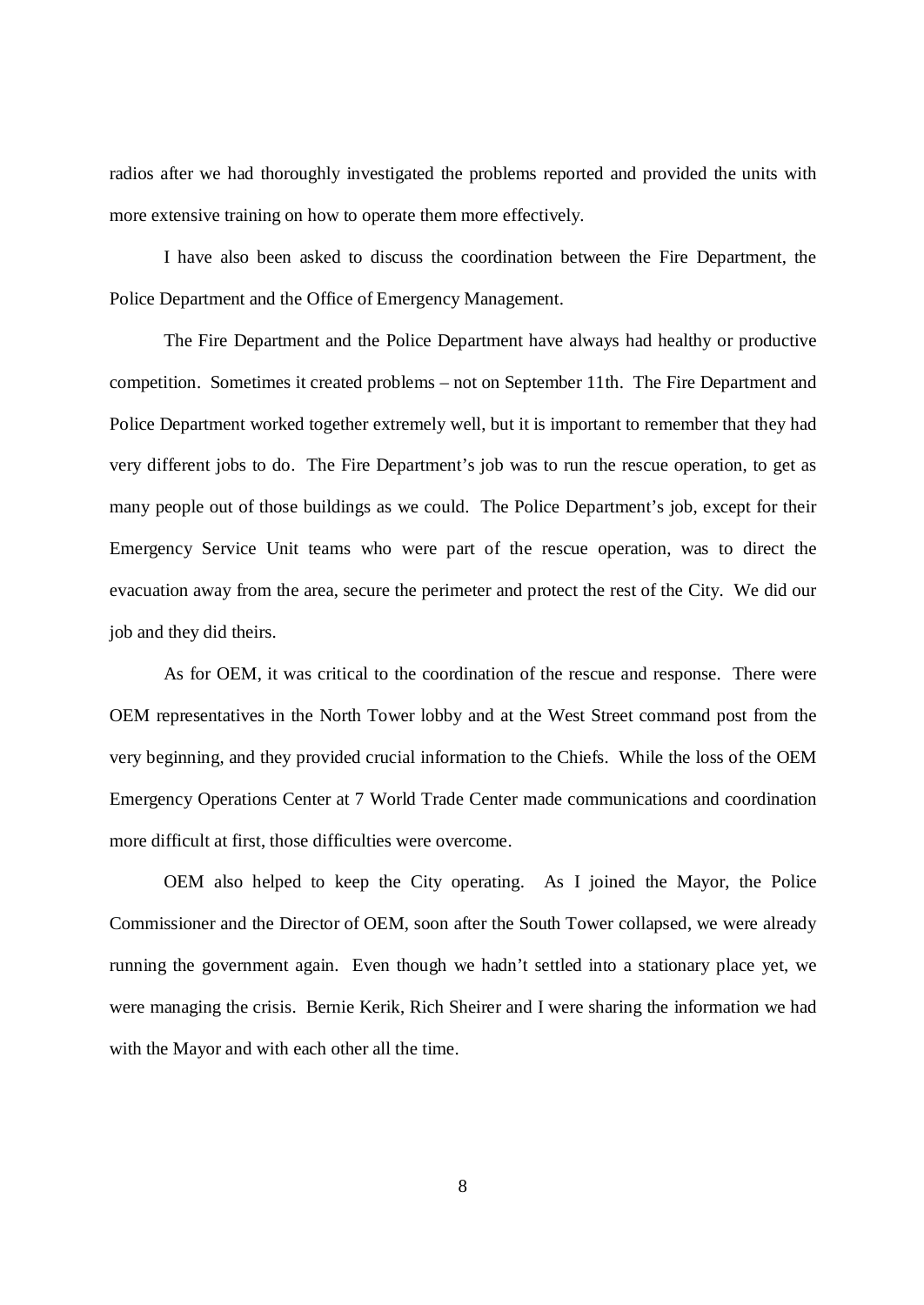radios after we had thoroughly investigated the problems reported and provided the units with more extensive training on how to operate them more effectively.

I have also been asked to discuss the coordination between the Fire Department, the Police Department and the Office of Emergency Management.

The Fire Department and the Police Department have always had healthy or productive competition. Sometimes it created problems – not on September 11th. The Fire Department and Police Department worked together extremely well, but it is important to remember that they had very different jobs to do. The Fire Department's job was to run the rescue operation, to get as many people out of those buildings as we could. The Police Department's job, except for their Emergency Service Unit teams who were part of the rescue operation, was to direct the evacuation away from the area, secure the perimeter and protect the rest of the City. We did our job and they did theirs.

As for OEM, it was critical to the coordination of the rescue and response. There were OEM representatives in the North Tower lobby and at the West Street command post from the very beginning, and they provided crucial information to the Chiefs. While the loss of the OEM Emergency Operations Center at 7 World Trade Center made communications and coordination more difficult at first, those difficulties were overcome.

OEM also helped to keep the City operating. As I joined the Mayor, the Police Commissioner and the Director of OEM, soon after the South Tower collapsed, we were already running the government again. Even though we hadn't settled into a stationary place yet, we were managing the crisis. Bernie Kerik, Rich Sheirer and I were sharing the information we had with the Mayor and with each other all the time.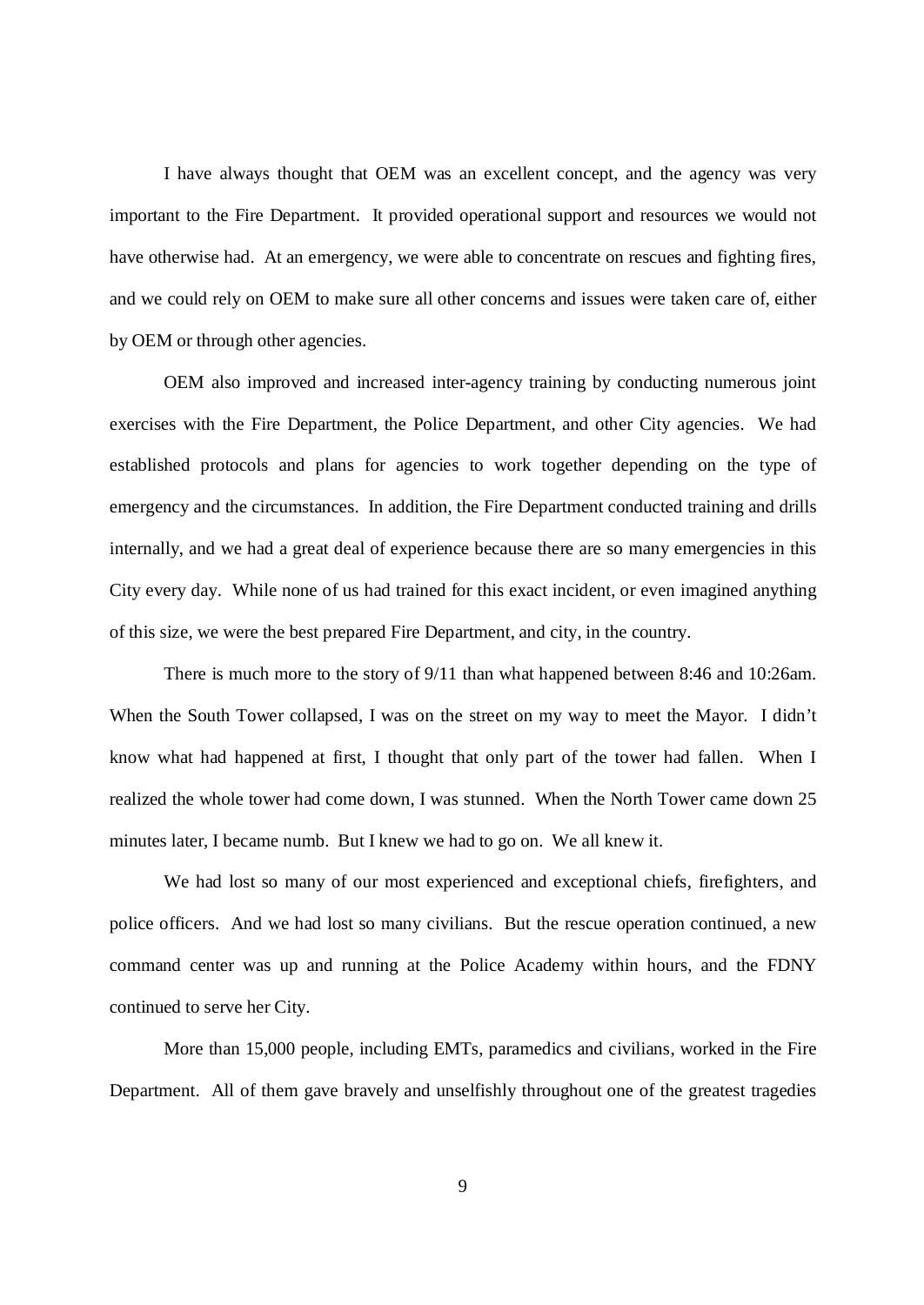I have always thought that OEM was an excellent concept, and the agency was very important to the Fire Department. It provided operational support and resources we would not have otherwise had. At an emergency, we were able to concentrate on rescues and fighting fires, and we could rely on OEM to make sure all other concerns and issues were taken care of, either by OEM or through other agencies.

OEM also improved and increased inter-agency training by conducting numerous joint exercises with the Fire Department, the Police Department, and other City agencies. We had established protocols and plans for agencies to work together depending on the type of emergency and the circumstances. In addition, the Fire Department conducted training and drills internally, and we had a great deal of experience because there are so many emergencies in this City every day. While none of us had trained for this exact incident, or even imagined anything of this size, we were the best prepared Fire Department, and city, in the country.

There is much more to the story of 9/11 than what happened between 8:46 and 10:26am. When the South Tower collapsed, I was on the street on my way to meet the Mayor. I didn't know what had happened at first, I thought that only part of the tower had fallen. When I realized the whole tower had come down, I was stunned. When the North Tower came down 25 minutes later, I became numb. But I knew we had to go on. We all knew it.

We had lost so many of our most experienced and exceptional chiefs, firefighters, and police officers. And we had lost so many civilians. But the rescue operation continued, a new command center was up and running at the Police Academy within hours, and the FDNY continued to serve her City.

More than 15,000 people, including EMTs, paramedics and civilians, worked in the Fire Department. All of them gave bravely and unselfishly throughout one of the greatest tragedies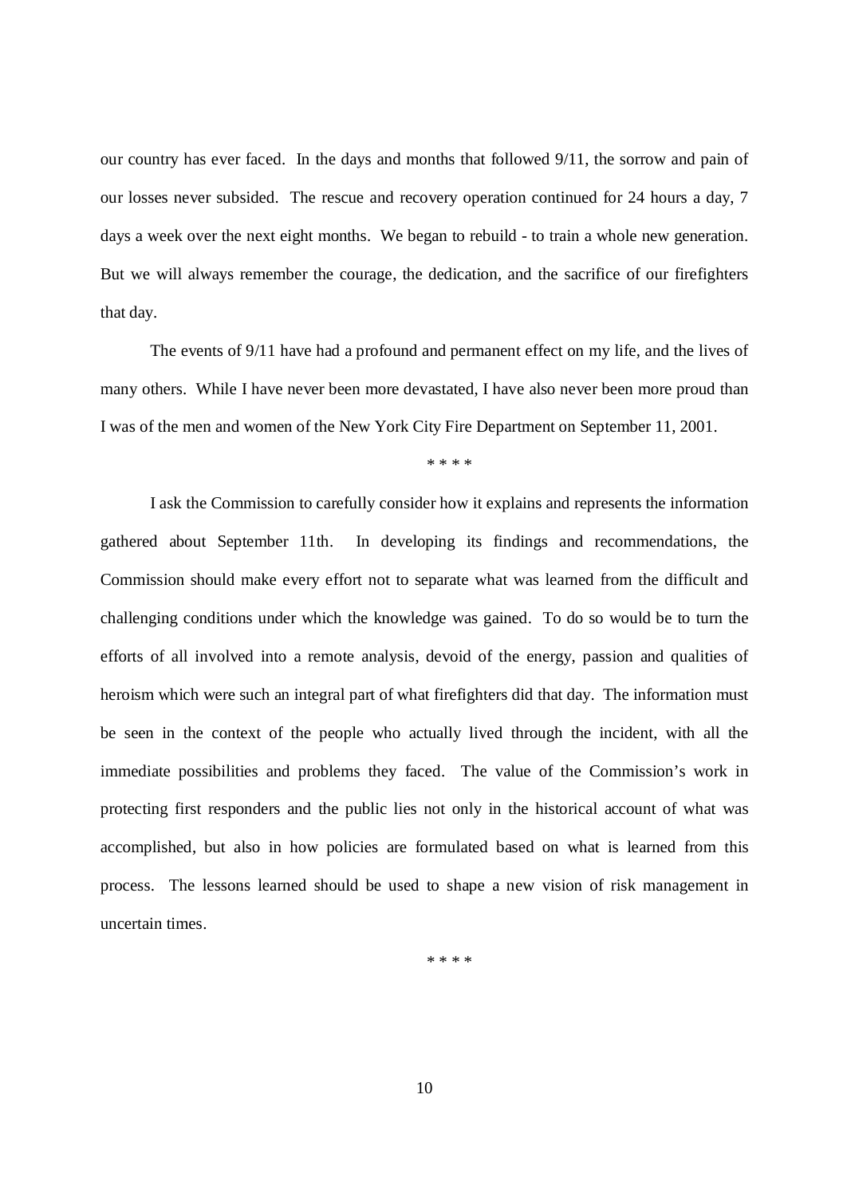our country has ever faced. In the days and months that followed 9/11, the sorrow and pain of our losses never subsided. The rescue and recovery operation continued for 24 hours a day, 7 days a week over the next eight months. We began to rebuild - to train a whole new generation. But we will always remember the courage, the dedication, and the sacrifice of our firefighters that day.

The events of 9/11 have had a profound and permanent effect on my life, and the lives of many others. While I have never been more devastated, I have also never been more proud than I was of the men and women of the New York City Fire Department on September 11, 2001.

\* \* \* \*

I ask the Commission to carefully consider how it explains and represents the information gathered about September 11th. In developing its findings and recommendations, the Commission should make every effort not to separate what was learned from the difficult and challenging conditions under which the knowledge was gained. To do so would be to turn the efforts of all involved into a remote analysis, devoid of the energy, passion and qualities of heroism which were such an integral part of what firefighters did that day. The information must be seen in the context of the people who actually lived through the incident, with all the immediate possibilities and problems they faced. The value of the Commission's work in protecting first responders and the public lies not only in the historical account of what was accomplished, but also in how policies are formulated based on what is learned from this process. The lessons learned should be used to shape a new vision of risk management in uncertain times.

\* \* \* \*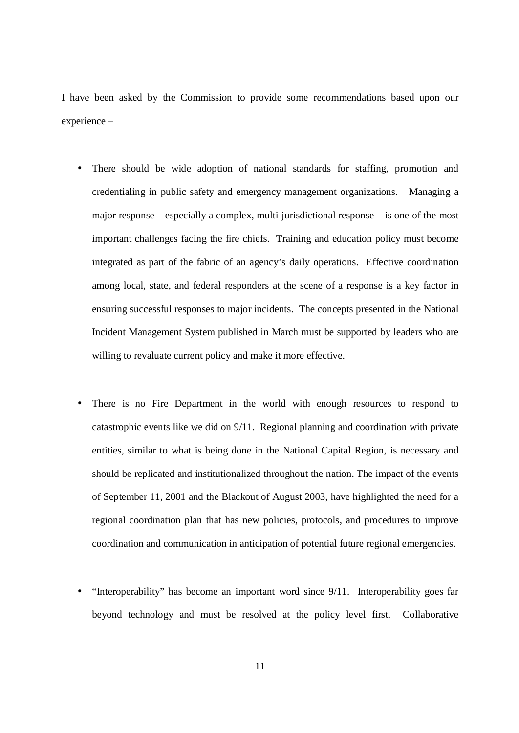I have been asked by the Commission to provide some recommendations based upon our experience –

- There should be wide adoption of national standards for staffing, promotion and credentialing in public safety and emergency management organizations. Managing a major response – especially a complex, multi-jurisdictional response – is one of the most important challenges facing the fire chiefs. Training and education policy must become integrated as part of the fabric of an agency's daily operations. Effective coordination among local, state, and federal responders at the scene of a response is a key factor in ensuring successful responses to major incidents. The concepts presented in the National Incident Management System published in March must be supported by leaders who are willing to revaluate current policy and make it more effective.

- There is no Fire Department in the world with enough resources to respond to catastrophic events like we did on 9/11. Regional planning and coordination with private entities, similar to what is being done in the National Capital Region, is necessary and should be replicated and institutionalized throughout the nation. The impact of the events of September 11, 2001 and the Blackout of August 2003, have highlighted the need for a regional coordination plan that has new policies, protocols, and procedures to improve coordination and communication in anticipation of potential future regional emergencies.

- "Interoperability" has become an important word since 9/11. Interoperability goes far beyond technology and must be resolved at the policy level first. Collaborative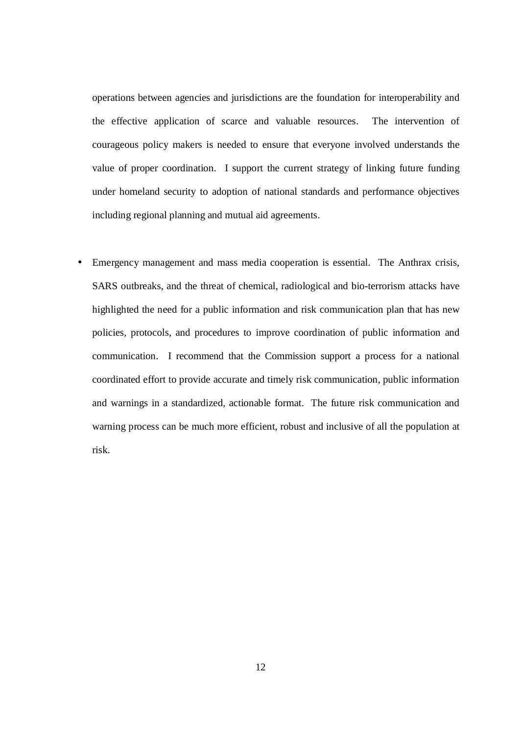operations between agencies and jurisdictions are the foundation for interoperability and the effective application of scarce and valuable resources. The intervention of courageous policy makers is needed to ensure that everyone involved understands the value of proper coordination. I support the current strategy of linking future funding under homeland security to adoption of national standards and performance objectives including regional planning and mutual aid agreements.

- Emergency management and mass media cooperation is essential. The Anthrax crisis, SARS outbreaks, and the threat of chemical, radiological and bio-terrorism attacks have highlighted the need for a public information and risk communication plan that has new policies, protocols, and procedures to improve coordination of public information and communication. I recommend that the Commission support a process for a national coordinated effort to provide accurate and timely risk communication, public information and warnings in a standardized, actionable format. The future risk communication and warning process can be much more efficient, robust and inclusive of all the population at risk.